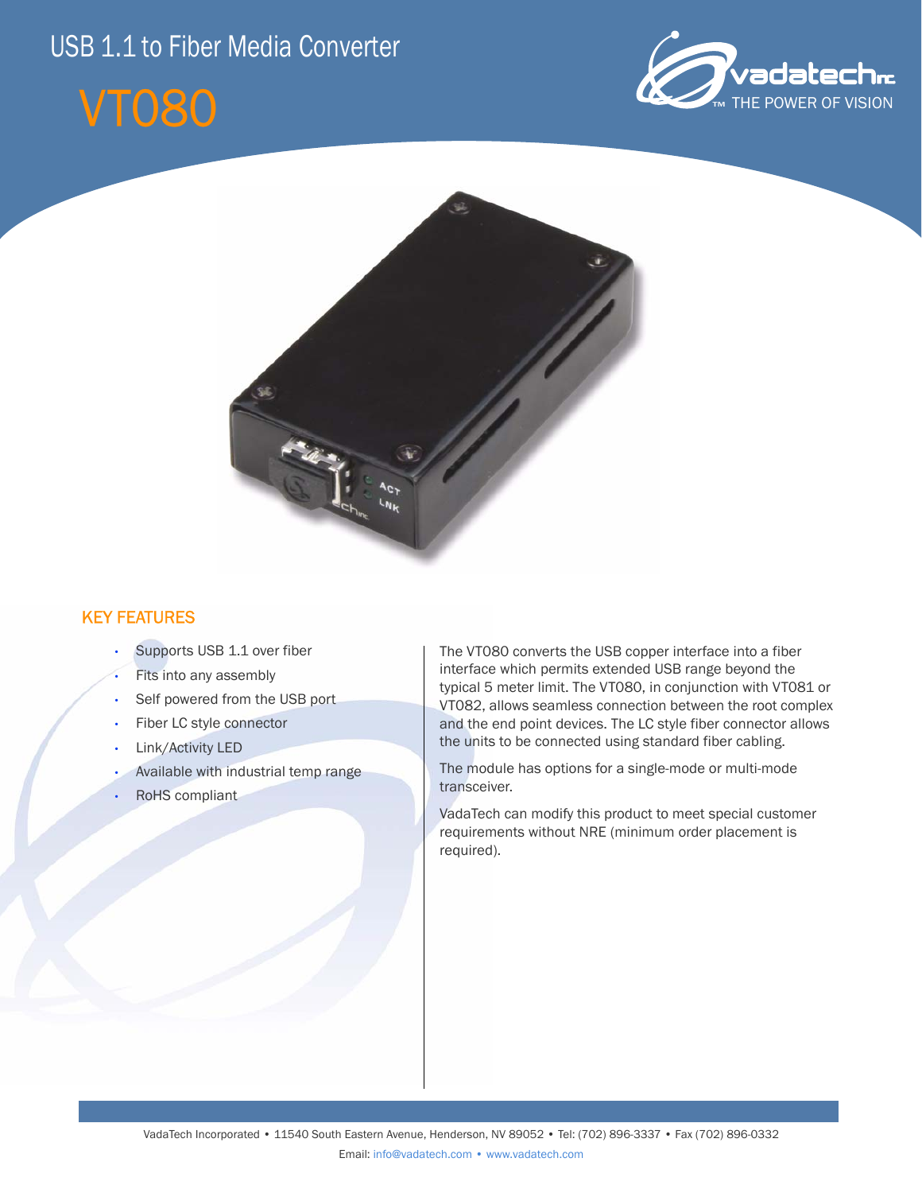# USB 1.1 to Fiber Media Converter

# VT080

## KEY FEATURES

- Supports USB 1.1 over fiber
- Fits into any assembly
- Self powered from the USB port
- Fiber LC style connector
- Link/Activity LED
- Available with industrial temp range
- RoHS compliant

The VT080 converts the USB copper interface into a fiber interface which permits extended USB range beyond the typical 5 meter limit. The VT080, in conjunction with VT081 or VT082, allows seamless connection between the root complex and the end point devices. The LC style fiber connector allows the units to be connected using standard fiber cabling.

The module has options for a single-mode or multi-mode transceiver.

VadaTech can modify this product to meet special customer requirements without NRE (minimum order placement is required).

VadaTech Incorporated • 11540 South Eastern Avenue, Henderson, NV 89052 • Tel: (702) 896-3337 • Fax (702) 896-0332

Email: info@vadatech.com • www.vadatech.com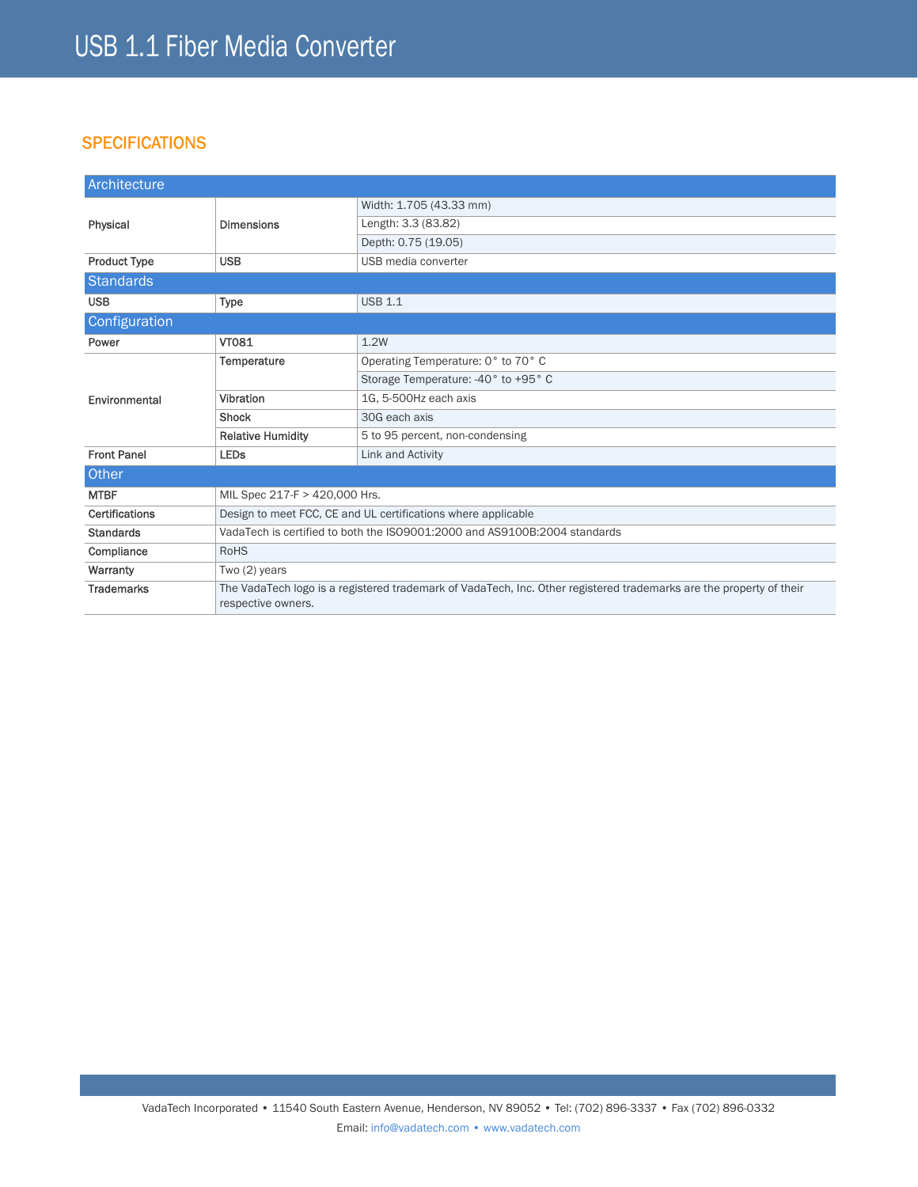# USB 1.1 Fiber Media Converter

## SPECIFICATIONS

| Architecture | | |
|---|---|---|
| Physical | Dimensions | Width: 1.705 (43.33 mm) |
| | | Length: 3.3 (83.82) |
| | | Depth: 0.75 (19.05) |
| Product Type | USB | USB media converter |
| **Standards** | | |
| USB | Type | USB 1.1 |
| **Configuration** | | |
| Power | VT081 | 1.2W |
| Environmental | Temperature | Operating Temperature: 0° to 70° C |
| | | Storage Temperature: -40° to +95° C |
| | Vibration | 1G, 5-500Hz each axis |
| | Shock | 30G each axis |
| | Relative Humidity | 5 to 95 percent, non-condensing |
| Front Panel | LEDs | Link and Activity |

| Other | |
|---|---|
| MTBF | MIL Spec 217-F > 420,000 Hrs. |
| Certifications | Design to meet FCC, CE and UL certifications where applicable |
| Standards | VadaTech is certified to both the ISO9001:2000 and AS9100B:2004 standards |
| Compliance | RoHS |
| Warranty | Two (2) years |
| Trademarks | The VadaTech logo is a registered trademark of VadaTech, Inc. Other registered trademarks are the property of their respective owners. |

VadaTech Incorporated • 11540 South Eastern Avenue, Henderson, NV 89052 • Tel: (702) 896-3337 • Fax (702) 896-0332

Email: info@vadatech.com • www.vadatech.com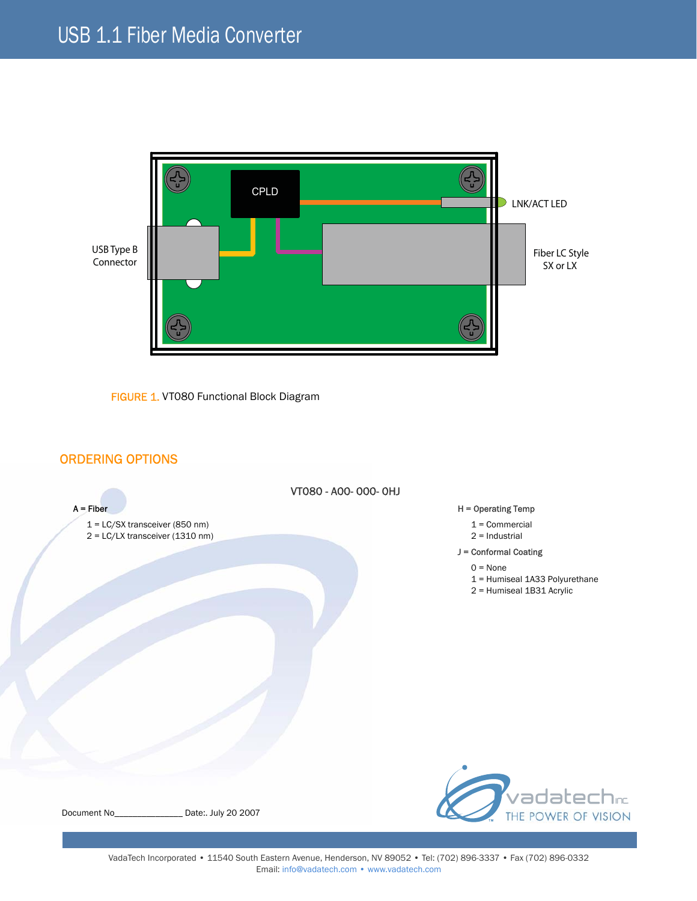USB Type B Connector

CPLD

LNK/ACT LED

Fiber LC Style SX or LX

FIGURE 1. VT080 Functional Block Diagram

## ORDERING OPTIONS

VT080 - A00- 000- 0HJ

**A = Fiber**

- 1 = LC/SX transceiver (850 nm)
- 2 = LC/LX transceiver (1310 nm)

**H = Operating Temp**

- 1 = Commercial
- 2 = Industrial

**J = Conformal Coating**

- 0 = None
- 1 = Humiseal 1A33 Polyurethane
- 2 = Humiseal 1B31 Acrylic

Document No_______________ Date:. July 20 2007

vadatech inc THE POWER OF VISION

VadaTech Incorporated • 11540 South Eastern Avenue, Henderson, NV 89052 • Tel: (702) 896-3337 • Fax (702) 896-0332
Email: info@vadatech.com • www.vadatech.com